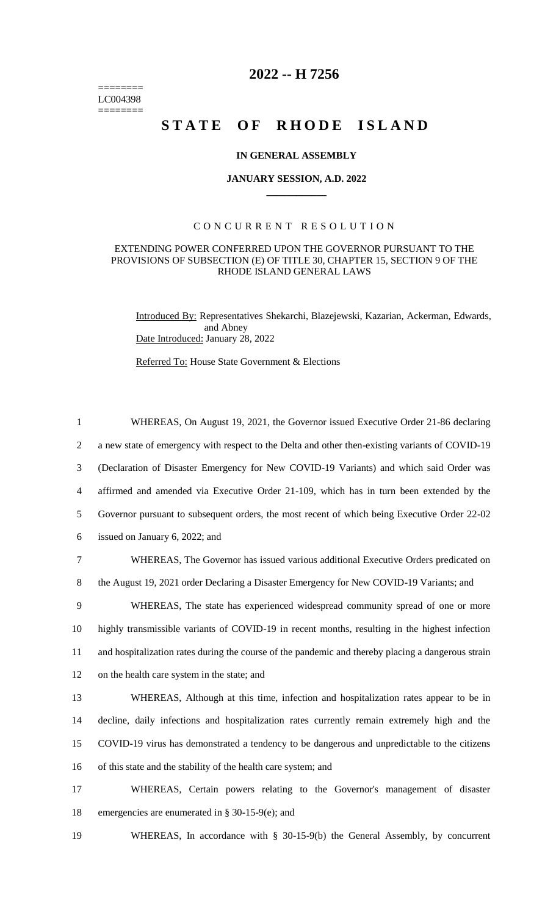========
LC004398
========

# 2022 -- H 7256

# STATE OF RHODE ISLAND

### IN GENERAL ASSEMBLY

### JANUARY SESSION, A.D. 2022

---

CONCURRENT RESOLUTION

EXTENDING POWER CONFERRED UPON THE GOVERNOR PURSUANT TO THE PROVISIONS OF SUBSECTION (E) OF TITLE 30, CHAPTER 15, SECTION 9 OF THE RHODE ISLAND GENERAL LAWS

Introduced By: Representatives Shekarchi, Blazejewski, Kazarian, Ackerman, Edwards, and Abney

Date Introduced: January 28, 2022

Referred To: House State Government & Elections

1 WHEREAS, On August 19, 2021, the Governor issued Executive Order 21-86 declaring
2 a new state of emergency with respect to the Delta and other then-existing variants of COVID-19
3 (Declaration of Disaster Emergency for New COVID-19 Variants) and which said Order was
4 affirmed and amended via Executive Order 21-109, which has in turn been extended by the
5 Governor pursuant to subsequent orders, the most recent of which being Executive Order 22-02
6 issued on January 6, 2022; and

7 WHEREAS, The Governor has issued various additional Executive Orders predicated on
8 the August 19, 2021 order Declaring a Disaster Emergency for New COVID-19 Variants; and

9 WHEREAS, The state has experienced widespread community spread of one or more
10 highly transmissible variants of COVID-19 in recent months, resulting in the highest infection
11 and hospitalization rates during the course of the pandemic and thereby placing a dangerous strain
12 on the health care system in the state; and

13 WHEREAS, Although at this time, infection and hospitalization rates appear to be in
14 decline, daily infections and hospitalization rates currently remain extremely high and the
15 COVID-19 virus has demonstrated a tendency to be dangerous and unpredictable to the citizens
16 of this state and the stability of the health care system; and

17 WHEREAS, Certain powers relating to the Governor's management of disaster
18 emergencies are enumerated in § 30-15-9(e); and

19 WHEREAS, In accordance with § 30-15-9(b) the General Assembly, by concurrent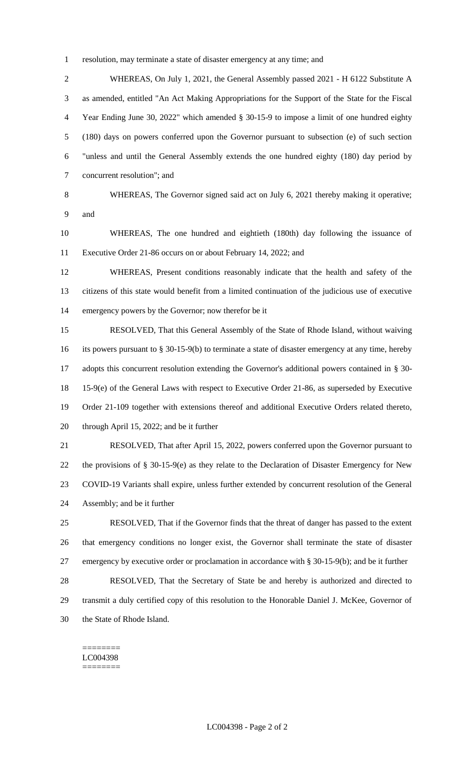resolution, may terminate a state of disaster emergency at any time; and

WHEREAS, On July 1, 2021, the General Assembly passed 2021 - H 6122 Substitute A as amended, entitled "An Act Making Appropriations for the Support of the State for the Fiscal Year Ending June 30, 2022" which amended § 30-15-9 to impose a limit of one hundred eighty (180) days on powers conferred upon the Governor pursuant to subsection (e) of such section "unless and until the General Assembly extends the one hundred eighty (180) day period by concurrent resolution"; and

WHEREAS, The Governor signed said act on July 6, 2021 thereby making it operative; and

WHEREAS, The one hundred and eightieth (180th) day following the issuance of Executive Order 21-86 occurs on or about February 14, 2022; and

WHEREAS, Present conditions reasonably indicate that the health and safety of the citizens of this state would benefit from a limited continuation of the judicious use of executive emergency powers by the Governor; now therefor be it

RESOLVED, That this General Assembly of the State of Rhode Island, without waiving its powers pursuant to § 30-15-9(b) to terminate a state of disaster emergency at any time, hereby adopts this concurrent resolution extending the Governor's additional powers contained in § 30-15-9(e) of the General Laws with respect to Executive Order 21-86, as superseded by Executive Order 21-109 together with extensions thereof and additional Executive Orders related thereto, through April 15, 2022; and be it further

RESOLVED, That after April 15, 2022, powers conferred upon the Governor pursuant to the provisions of § 30-15-9(e) as they relate to the Declaration of Disaster Emergency for New COVID-19 Variants shall expire, unless further extended by concurrent resolution of the General Assembly; and be it further

RESOLVED, That if the Governor finds that the threat of danger has passed to the extent that emergency conditions no longer exist, the Governor shall terminate the state of disaster emergency by executive order or proclamation in accordance with § 30-15-9(b); and be it further

RESOLVED, That the Secretary of State be and hereby is authorized and directed to transmit a duly certified copy of this resolution to the Honorable Daniel J. McKee, Governor of the State of Rhode Island.

========
LC004398
========